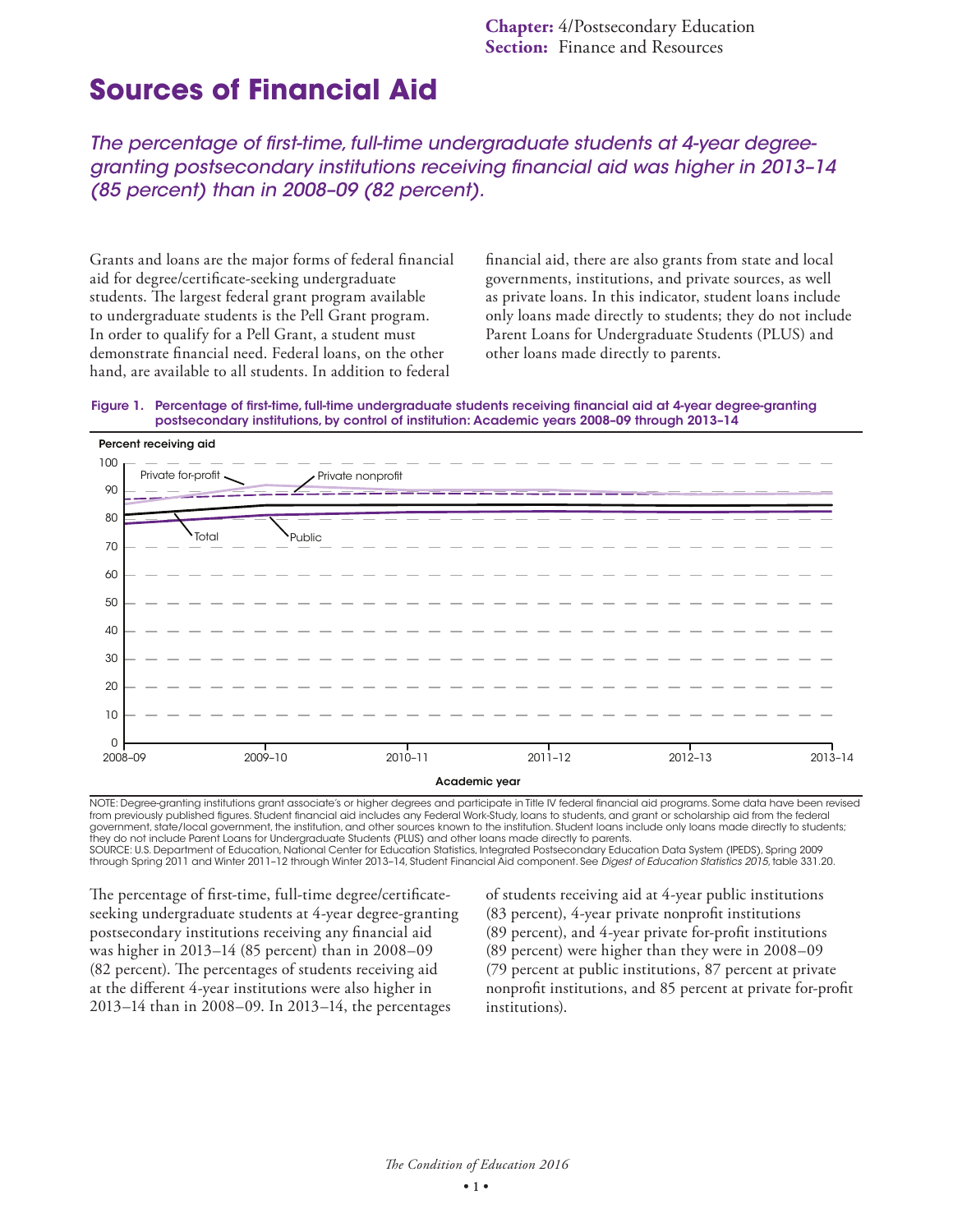**Chapter:** 4/Postsecondary Education
**Section:** Finance and Resources

# Sources of Financial Aid

*The percentage of first-time, full-time undergraduate students at 4-year degree-granting postsecondary institutions receiving financial aid was higher in 2013–14 (85 percent) than in 2008–09 (82 percent).*

Grants and loans are the major forms of federal financial aid for degree/certificate-seeking undergraduate students. The largest federal grant program available to undergraduate students is the Pell Grant program. In order to qualify for a Pell Grant, a student must demonstrate financial need. Federal loans, on the other hand, are available to all students. In addition to federal financial aid, there are also grants from state and local governments, institutions, and private sources, as well as private loans. In this indicator, student loans include only loans made directly to students; they do not include Parent Loans for Undergraduate Students (PLUS) and other loans made directly to parents.

**Figure 1. Percentage of first-time, full-time undergraduate students receiving financial aid at 4-year degree-granting postsecondary institutions, by control of institution: Academic years 2008–09 through 2013–14**

NOTE: Degree-granting institutions grant associate's or higher degrees and participate in Title IV federal financial aid programs. Some data have been revised from previously published figures. Student financial aid includes any Federal Work-Study, loans to students, and grant or scholarship aid from the federal government, state/local government, the institution, and other sources known to the institution. Student loans include only loans made directly to students; they do not include Parent Loans for Undergraduate Students (PLUS) and other loans made directly to parents.
SOURCE: U.S. Department of Education, National Center for Education Statistics, Integrated Postsecondary Education Data System (IPEDS), Spring 2009 through Spring 2011 and Winter 2011–12 through Winter 2013–14, Student Financial Aid component. See *Digest of Education Statistics 2015*, table 331.20.

The percentage of first-time, full-time degree/certificate-seeking undergraduate students at 4-year degree-granting postsecondary institutions receiving any financial aid was higher in 2013–14 (85 percent) than in 2008–09 (82 percent). The percentages of students receiving aid at the different 4-year institutions were also higher in 2013–14 than in 2008–09. In 2013–14, the percentages of students receiving aid at 4-year public institutions (83 percent), 4-year private nonprofit institutions (89 percent), and 4-year private for-profit institutions (89 percent) were higher than they were in 2008–09 (79 percent at public institutions, 87 percent at private nonprofit institutions, and 85 percent at private for-profit institutions).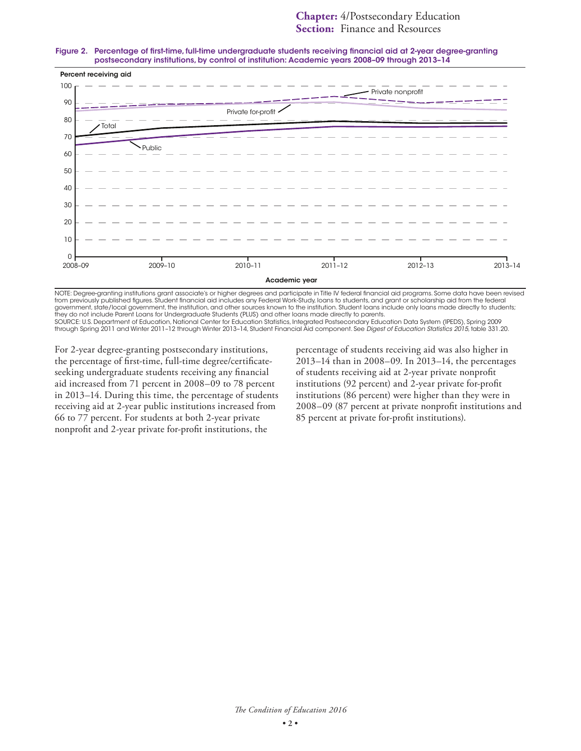**Chapter:** 4/Postsecondary Education
**Section:** Finance and Resources

**Figure 2. Percentage of first-time, full-time undergraduate students receiving financial aid at 2-year degree-granting postsecondary institutions, by control of institution: Academic years 2008–09 through 2013–14**

NOTE: Degree-granting institutions grant associate's or higher degrees and participate in Title IV federal financial aid programs. Some data have been revised from previously published figures. Student financial aid includes any Federal Work-Study, loans to students, and grant or scholarship aid from the federal government, state/local government, the institution, and other sources known to the institution. Student loans include only loans made directly to students; they do not include Parent Loans for Undergraduate Students (PLUS) and other loans made directly to parents.
SOURCE: U.S. Department of Education, National Center for Education Statistics, Integrated Postsecondary Education Data System (IPEDS), Spring 2009 through Spring 2011 and Winter 2011–12 through Winter 2013–14, Student Financial Aid component. See *Digest of Education Statistics 2015*, table 331.20.

For 2-year degree-granting postsecondary institutions, the percentage of first-time, full-time degree/certificate-seeking undergraduate students receiving any financial aid increased from 71 percent in 2008–09 to 78 percent in 2013–14. During this time, the percentage of students receiving aid at 2-year public institutions increased from 66 to 77 percent. For students at both 2-year private nonprofit and 2-year private for-profit institutions, the percentage of students receiving aid was also higher in 2013–14 than in 2008–09. In 2013–14, the percentages of students receiving aid at 2-year private nonprofit institutions (92 percent) and 2-year private for-profit institutions (86 percent) were higher than they were in 2008–09 (87 percent at private nonprofit institutions and 85 percent at private for-profit institutions).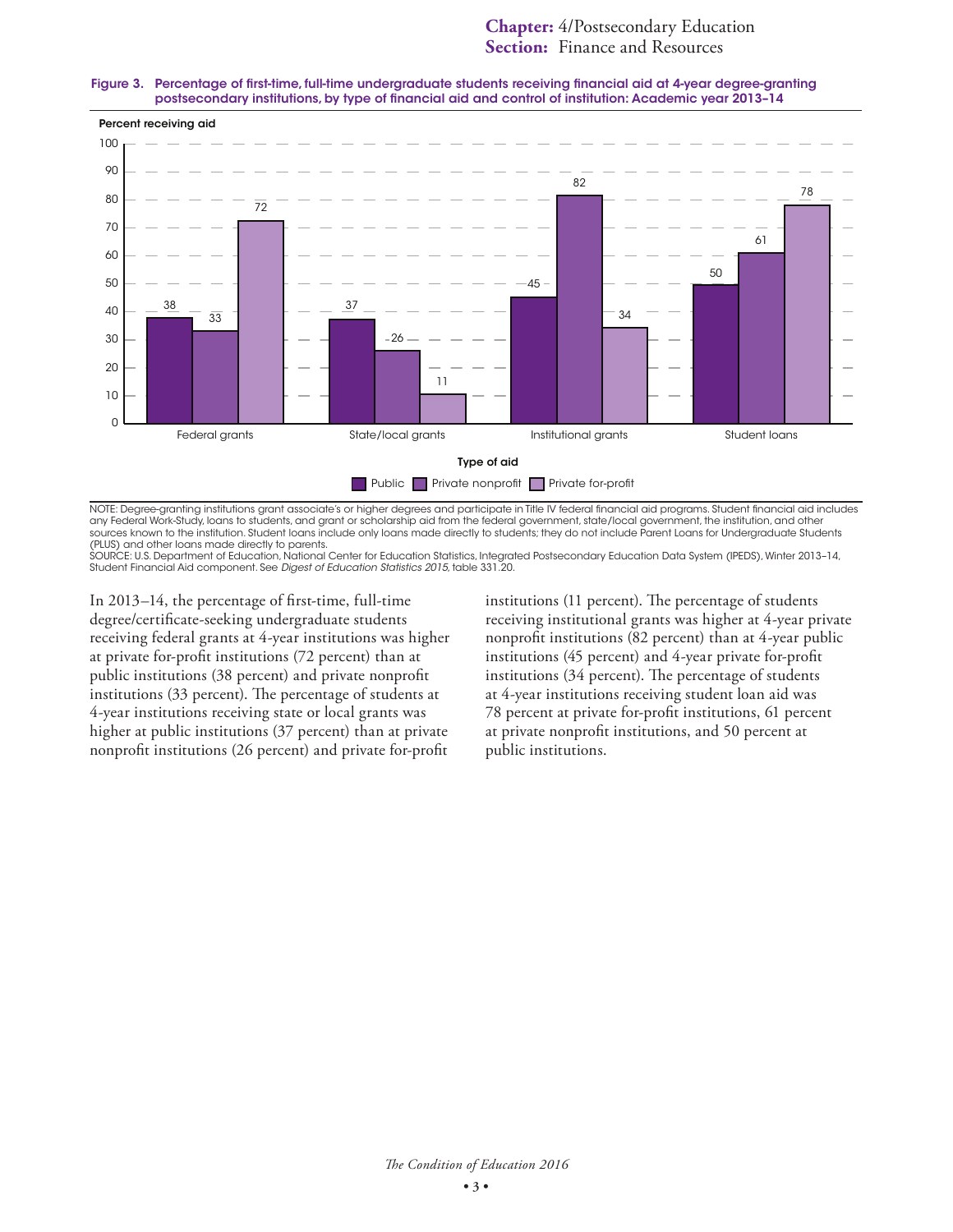**Figure 3. Percentage of first-time, full-time undergraduate students receiving financial aid at 4-year degree-granting postsecondary institutions, by type of financial aid and control of institution: Academic year 2013–14**

| Type of aid | Public | Private nonprofit | Private for-profit |
|---|---|---|---|
| Federal grants | 38 | 33 | 72 |
| State/local grants | 37 | 26 | 11 |
| Institutional grants | 45 | 82 | 34 |
| Student loans | 50 | 61 | 78 |

NOTE: Degree-granting institutions grant associate's or higher degrees and participate in Title IV federal financial aid programs. Student financial aid includes any Federal Work-Study, loans to students, and grant or scholarship aid from the federal government, state/local government, the institution, and other sources known to the institution. Student loans include only loans made directly to students; they do not include Parent Loans for Undergraduate Students (PLUS) and other loans made directly to parents.
SOURCE: U.S. Department of Education, National Center for Education Statistics, Integrated Postsecondary Education Data System (IPEDS), Winter 2013–14, Student Financial Aid component. See *Digest of Education Statistics 2015*, table 331.20.

In 2013–14, the percentage of first-time, full-time degree/certificate-seeking undergraduate students receiving federal grants at 4-year institutions was higher at private for-profit institutions (72 percent) than at public institutions (38 percent) and private nonprofit institutions (33 percent). The percentage of students at 4-year institutions receiving state or local grants was higher at public institutions (37 percent) than at private nonprofit institutions (26 percent) and private for-profit institutions (11 percent). The percentage of students receiving institutional grants was higher at 4-year private nonprofit institutions (82 percent) than at 4-year public institutions (45 percent) and 4-year private for-profit institutions (34 percent). The percentage of students at 4-year institutions receiving student loan aid was 78 percent at private for-profit institutions, 61 percent at private nonprofit institutions, and 50 percent at public institutions.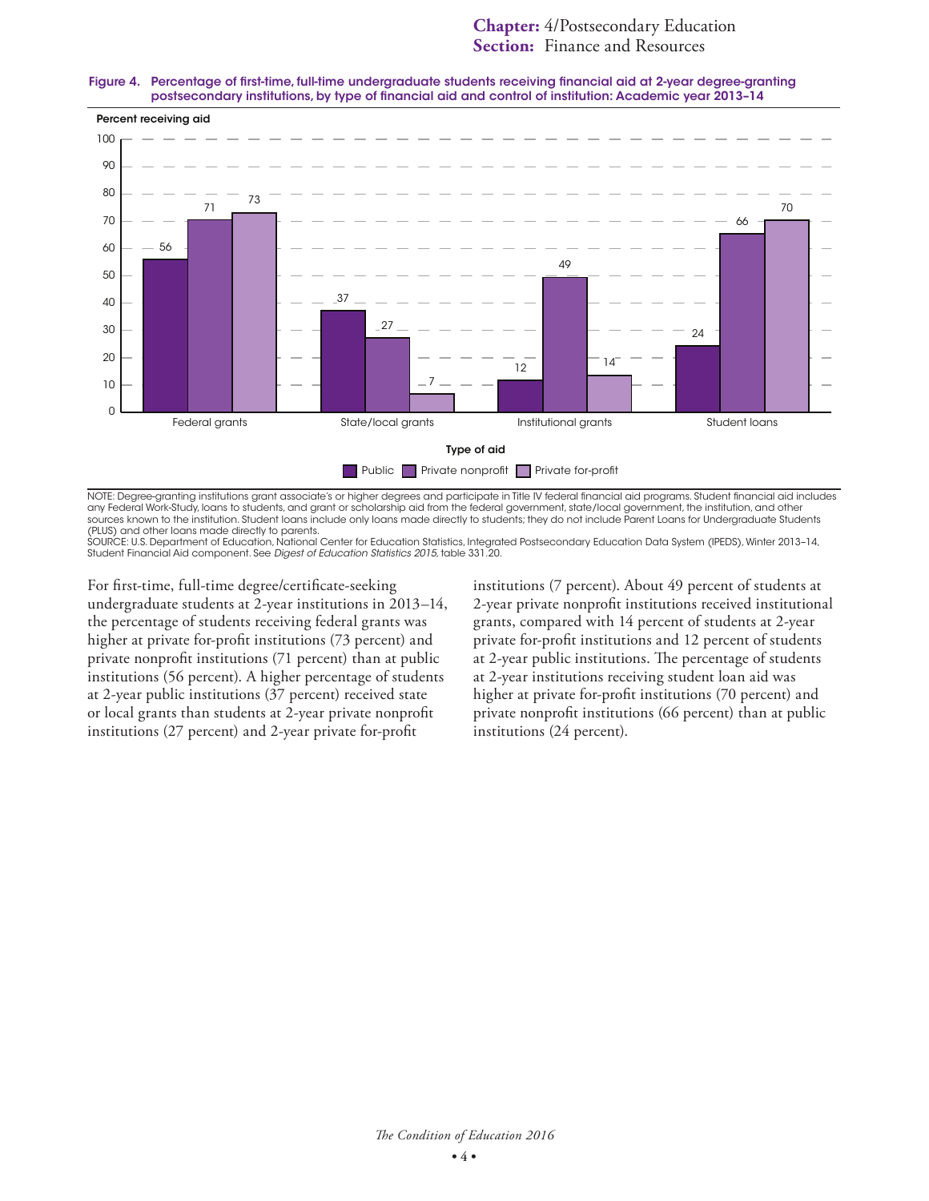**Chapter:** 4/Postsecondary Education
**Section:** Finance and Resources

**Figure 4. Percentage of first-time, full-time undergraduate students receiving financial aid at 2-year degree-granting postsecondary institutions, by type of financial aid and control of institution: Academic year 2013–14**

| Type of aid | Public | Private nonprofit | Private for-profit |
|---|---|---|---|
| Federal grants | 56 | 71 | 73 |
| State/local grants | 37 | 27 | 7 |
| Institutional grants | 12 | 49 | 14 |
| Student loans | 24 | 66 | 70 |

NOTE: Degree-granting institutions grant associate's or higher degrees and participate in Title IV federal financial aid programs. Student financial aid includes any Federal Work-Study, loans to students, and grant or scholarship aid from the federal government, state/local government, the institution, and other sources known to the institution. Student loans include only loans made directly to students; they do not include Parent Loans for Undergraduate Students (PLUS) and other loans made directly to parents.
SOURCE: U.S. Department of Education, National Center for Education Statistics, Integrated Postsecondary Education Data System (IPEDS), Winter 2013–14, Student Financial Aid component. See *Digest of Education Statistics 2015*, table 331.20.

For first-time, full-time degree/certificate-seeking undergraduate students at 2-year institutions in 2013–14, the percentage of students receiving federal grants was higher at private for-profit institutions (73 percent) and private nonprofit institutions (71 percent) than at public institutions (56 percent). A higher percentage of students at 2-year public institutions (37 percent) received state or local grants than students at 2-year private nonprofit institutions (27 percent) and 2-year private for-profit institutions (7 percent). About 49 percent of students at 2-year private nonprofit institutions received institutional grants, compared with 14 percent of students at 2-year private for-profit institutions and 12 percent of students at 2-year public institutions. The percentage of students at 2-year institutions receiving student loan aid was higher at private for-profit institutions (70 percent) and private nonprofit institutions (66 percent) than at public institutions (24 percent).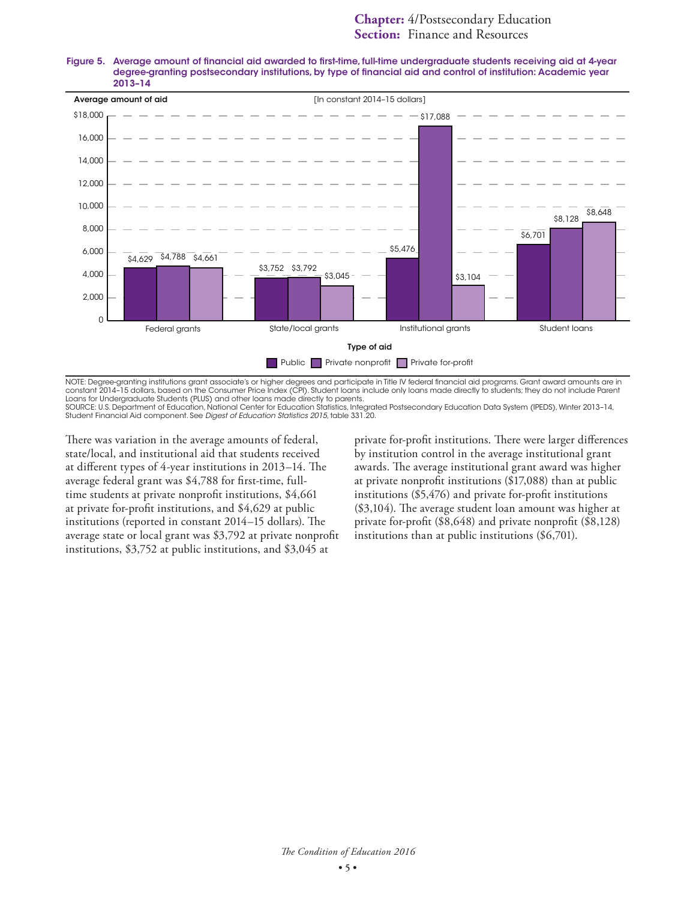**Figure 5. Average amount of financial aid awarded to first-time, full-time undergraduate students receiving aid at 4-year degree-granting postsecondary institutions, by type of financial aid and control of institution: Academic year 2013–14**

[In constant 2014–15 dollars]

| Type of aid | Public | Private nonprofit | Private for-profit |
| --- | --- | --- | --- |
| Federal grants | $4,629 | $4,788 | $4,661 |
| State/local grants | $3,752 | $3,792 | $3,045 |
| Institutional grants | $5,476 | $17,088 | $3,104 |
| Student loans | $6,701 | $8,128 | $8,648 |

NOTE: Degree-granting institutions grant associate's or higher degrees and participate in Title IV federal financial aid programs. Grant award amounts are in constant 2014–15 dollars, based on the Consumer Price Index (CPI). Student loans include only loans made directly to students; they do not include Parent Loans for Undergraduate Students (PLUS) and other loans made directly to parents.
SOURCE: U.S. Department of Education, National Center for Education Statistics, Integrated Postsecondary Education Data System (IPEDS), Winter 2013–14, Student Financial Aid component. See *Digest of Education Statistics 2015*, table 331.20.

There was variation in the average amounts of federal, state/local, and institutional aid that students received at different types of 4-year institutions in 2013–14. The average federal grant was $4,788 for first-time, full-time students at private nonprofit institutions, $4,661 at private for-profit institutions, and $4,629 at public institutions (reported in constant 2014–15 dollars). The average state or local grant was $3,792 at private nonprofit institutions, $3,752 at public institutions, and $3,045 at private for-profit institutions. There were larger differences by institution control in the average institutional grant awards. The average institutional grant award was higher at private nonprofit institutions ($17,088) than at public institutions ($5,476) and private for-profit institutions ($3,104). The average student loan amount was higher at private for-profit ($8,648) and private nonprofit ($8,128) institutions than at public institutions ($6,701).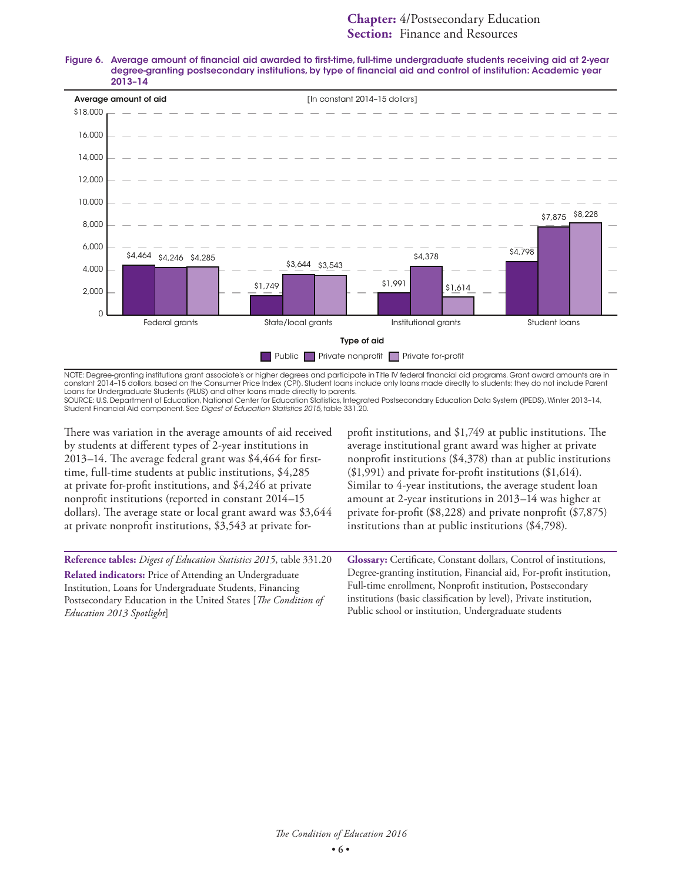**Figure 6. Average amount of financial aid awarded to first-time, full-time undergraduate students receiving aid at 2-year degree-granting postsecondary institutions, by type of financial aid and control of institution: Academic year 2013–14**

Average amount of aid

[In constant 2014–15 dollars]

$18,000
16,000
14,000
12,000
10,000
8,000
6,000
4,000
2,000
0

Federal grants: $4,464 $4,246 $4,285

State/local grants: $1,749 $3,644 $3,543

Institutional grants: $1,991 $4,378 $1,614

Student loans: $4,798 $7,875 $8,228

Type of aid

Public | Private nonprofit | Private for-profit

NOTE: Degree-granting institutions grant associate's or higher degrees and participate in Title IV federal financial aid programs. Grant award amounts are in constant 2014–15 dollars, based on the Consumer Price Index (CPI). Student loans include only loans made directly to students; they do not include Parent Loans for Undergraduate Students (PLUS) and other loans made directly to parents.
SOURCE: U.S. Department of Education, National Center for Education Statistics, Integrated Postsecondary Education Data System (IPEDS), Winter 2013–14, Student Financial Aid component. See *Digest of Education Statistics 2015*, table 331.20.

There was variation in the average amounts of aid received by students at different types of 2-year institutions in 2013–14. The average federal grant was $4,464 for first-time, full-time students at public institutions, $4,285 at private for-profit institutions, and $4,246 at private nonprofit institutions (reported in constant 2014–15 dollars). The average state or local grant award was $3,644 at private nonprofit institutions, $3,543 at private for-profit institutions, and $1,749 at public institutions. The average institutional grant award was higher at private nonprofit institutions ($4,378) than at public institutions ($1,991) and private for-profit institutions ($1,614). Similar to 4-year institutions, the average student loan amount at 2-year institutions in 2013–14 was higher at private for-profit ($8,228) and private nonprofit ($7,875) institutions than at public institutions ($4,798).

**Reference tables:** *Digest of Education Statistics 2015*, table 331.20

**Related indicators:** Price of Attending an Undergraduate Institution, Loans for Undergraduate Students, Financing Postsecondary Education in the United States [*The Condition of Education 2013 Spotlight*]

**Glossary:** Certificate, Constant dollars, Control of institutions, Degree-granting institution, Financial aid, For-profit institution, Full-time enrollment, Nonprofit institution, Postsecondary institutions (basic classification by level), Private institution, Public school or institution, Undergraduate students